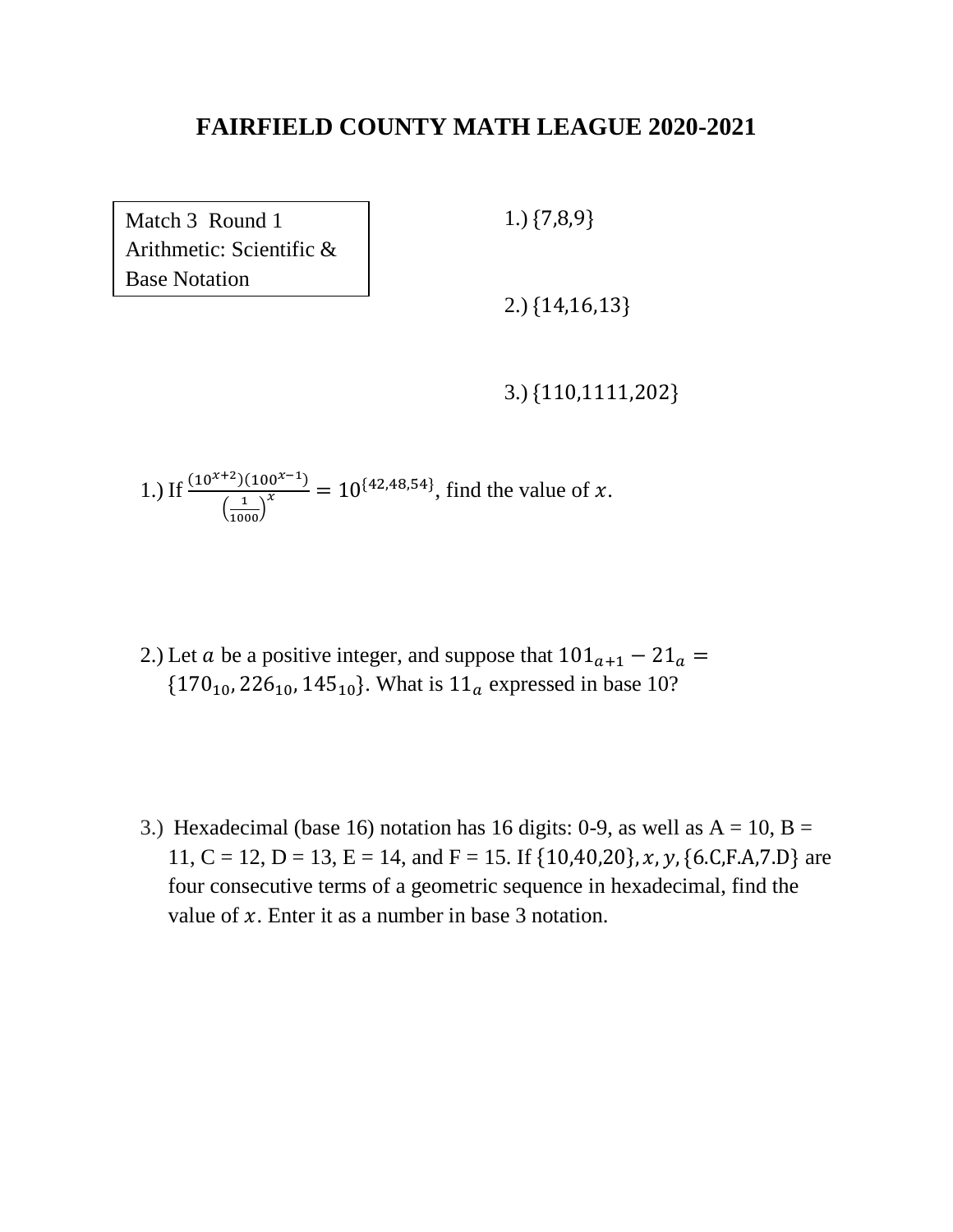# FAIRFIELD COUNTY MATH LEAGUE 2020-2021

Match 3 Round 1
Arithmetic: Scientific & Base Notation

1.) $\{7,8,9\}$

2.) $\{14,16,13\}$

3.) $\{110,1111,202\}$

1.) If $\frac{(10^{x+2})(100^{x-1})}{\left(\frac{1}{1000}\right)^{x}} = 10^{\{42,48,54\}}$, find the value of $x$.

2.) Let $a$ be a positive integer, and suppose that $101_{a+1} - 21_{a} = \{170_{10}, 226_{10}, 145_{10}\}$. What is $11_{a}$ expressed in base 10?

3.) Hexadecimal (base 16) notation has 16 digits: 0-9, as well as A = 10, B = 11, C = 12, D = 13, E = 14, and F = 15. If $\{10,40,20\}, x, y, \{6.C,F.A,7.D\}$ are four consecutive terms of a geometric sequence in hexadecimal, find the value of $x$. Enter it as a number in base 3 notation.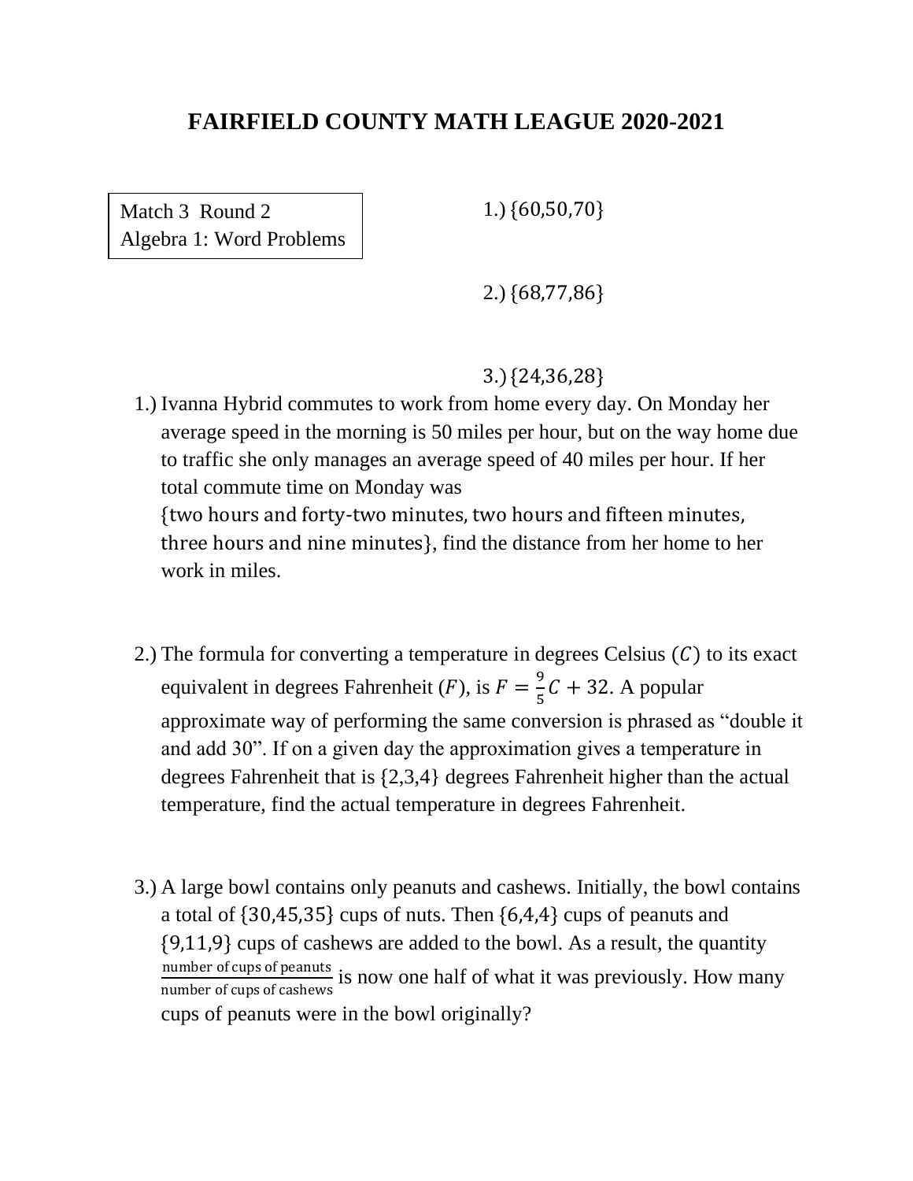# FAIRFIELD COUNTY MATH LEAGUE 2020-2021

Match 3 Round 2
Algebra 1: Word Problems

1.) $\{60,50,70\}$

2.) $\{68,77,86\}$

3.) $\{24,36,28\}$

1.) Ivanna Hybrid commutes to work from home every day. On Monday her average speed in the morning is 50 miles per hour, but on the way home due to traffic she only manages an average speed of 40 miles per hour. If her total commute time on Monday was {two hours and forty-two minutes, two hours and fifteen minutes, three hours and nine minutes}, find the distance from her home to her work in miles.

2.) The formula for converting a temperature in degrees Celsius $(C)$ to its exact equivalent in degrees Fahrenheit $(F)$, is $F = \frac{9}{5}C + 32$. A popular approximate way of performing the same conversion is phrased as "double it and add 30". If on a given day the approximation gives a temperature in degrees Fahrenheit that is $\{2,3,4\}$ degrees Fahrenheit higher than the actual temperature, find the actual temperature in degrees Fahrenheit.

3.) A large bowl contains only peanuts and cashews. Initially, the bowl contains a total of $\{30,45,35\}$ cups of nuts. Then $\{6,4,4\}$ cups of peanuts and $\{9,11,9\}$ cups of cashews are added to the bowl. As a result, the quantity $\frac{\text{number of cups of peanuts}}{\text{number of cups of cashews}}$ is now one half of what it was previously. How many cups of peanuts were in the bowl originally?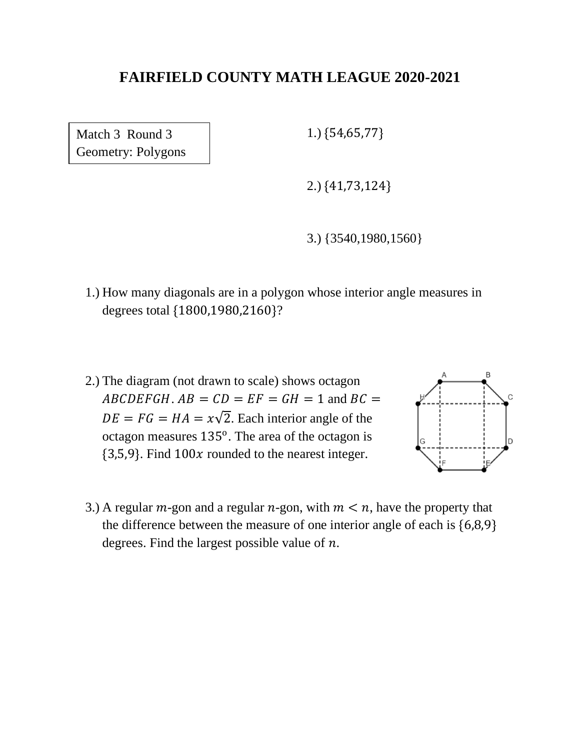# FAIRFIELD COUNTY MATH LEAGUE 2020-2021

Match 3 Round 3
Geometry: Polygons

1.) $\{54,65,77\}$

2.) $\{41,73,124\}$

3.) $\{3540,1980,1560\}$

1.) How many diagonals are in a polygon whose interior angle measures in degrees total $\{1800,1980,2160\}$?

2.) The diagram (not drawn to scale) shows octagon $ABCDEFGH$. $AB = CD = EF = GH = 1$ and $BC = DE = FG = HA = x\sqrt{2}$. Each interior angle of the octagon measures $135^{\circ}$. The area of the octagon is $\{3,5,9\}$. Find $100x$ rounded to the nearest integer.

3.) A regular $m$-gon and a regular $n$-gon, with $m < n$, have the property that the difference between the measure of one interior angle of each is $\{6,8,9\}$ degrees. Find the largest possible value of $n$.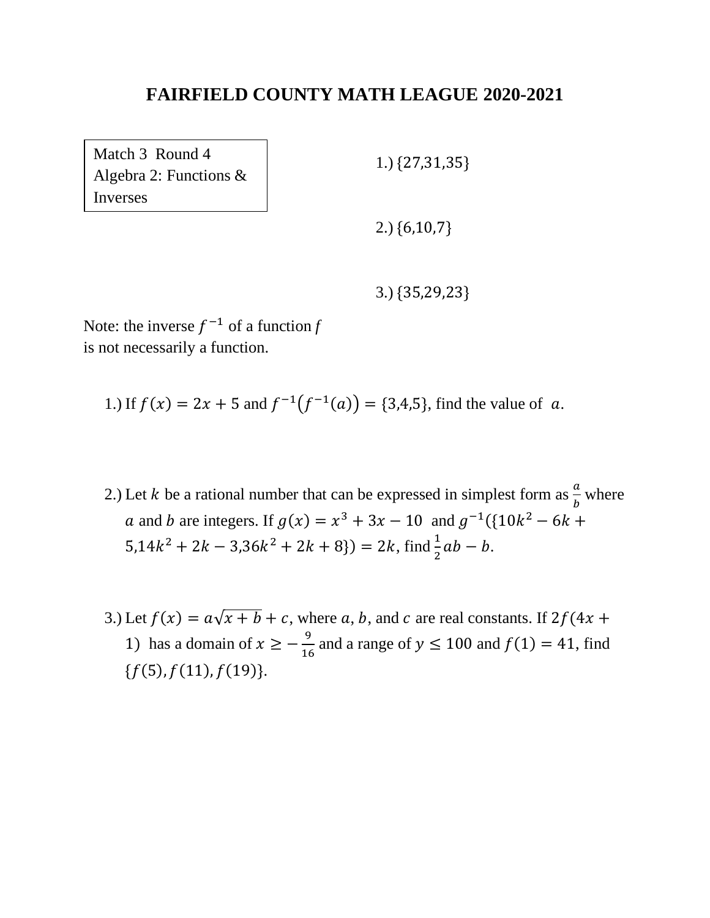# FAIRFIELD COUNTY MATH LEAGUE 2020-2021

Match 3 Round 4
Algebra 2: Functions & Inverses

1.) $\{27,31,35\}$

2.) $\{6,10,7\}$

3.) $\{35,29,23\}$

Note: the inverse $f^{-1}$ of a function $f$ is not necessarily a function.

1.) If $f(x) = 2x + 5$ and $f^{-1}\left(f^{-1}(a)\right) = \{3,4,5\}$, find the value of $a$.

2.) Let $k$ be a rational number that can be expressed in simplest form as $\frac{a}{b}$ where $a$ and $b$ are integers. If $g(x) = x^3 + 3x - 10$ and $g^{-1}(\{10k^2 - 6k + 5, 14k^2 + 2k - 3, 36k^2 + 2k + 8\}) = 2k$, find $\frac{1}{2}ab - b$.

3.) Let $f(x) = a\sqrt{x+b} + c$, where $a$, $b$, and $c$ are real constants. If $2f(4x + 1)$ has a domain of $x \geq -\frac{9}{16}$ and a range of $y \leq 100$ and $f(1) = 41$, find $\{f(5), f(11), f(19)\}$.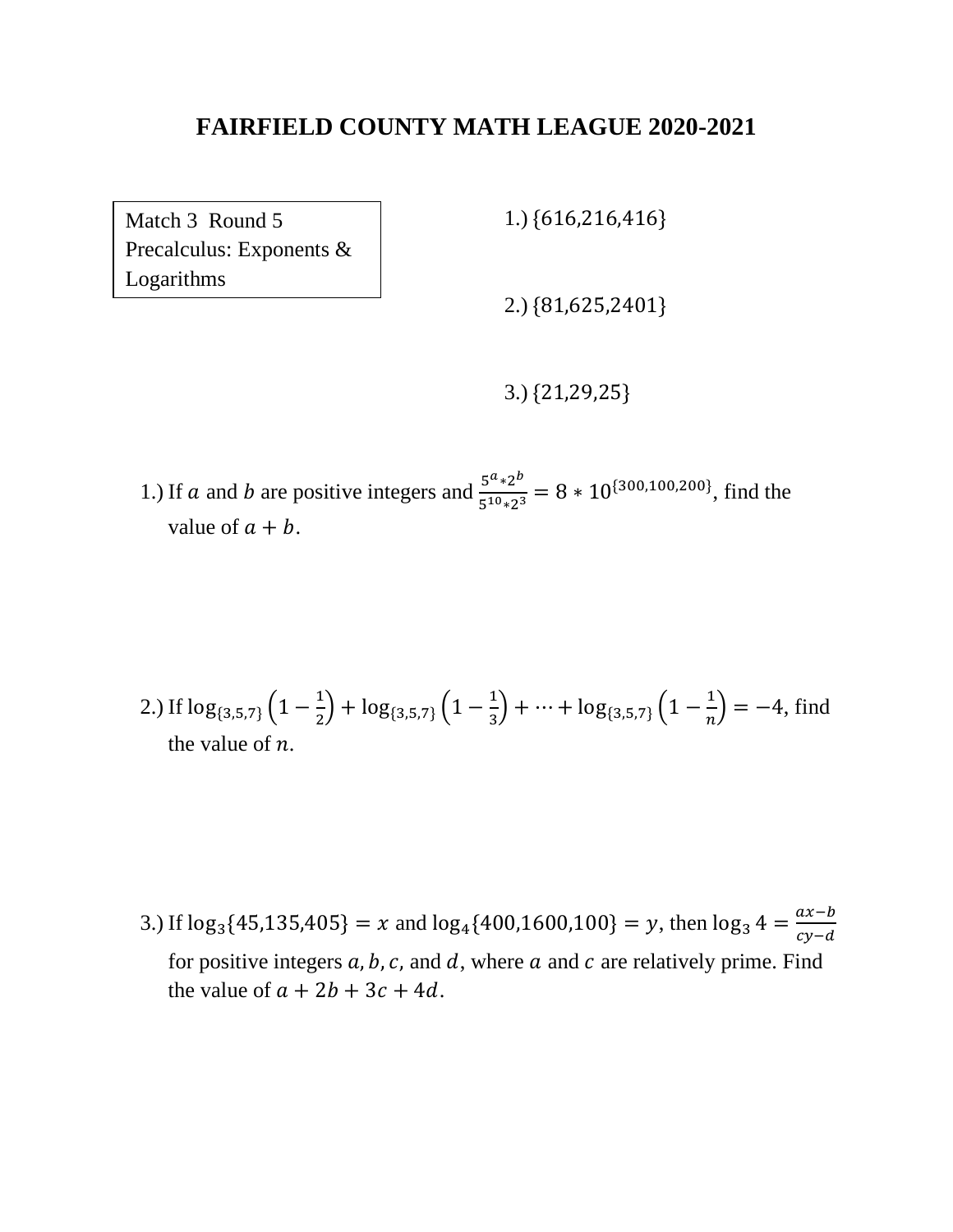# FAIRFIELD COUNTY MATH LEAGUE 2020-2021

Match 3 Round 5
Precalculus: Exponents & Logarithms

1.) $\{616, 216, 416\}$

2.) $\{81, 625, 2401\}$

3.) $\{21, 29, 25\}$

1.) If $a$ and $b$ are positive integers and $\frac{5^a * 2^b}{5^{10} * 2^3} = 8 * 10^{\{300,100,200\}}$, find the value of $a + b$.

2.) If $\log_{\{3,5,7\}}\left(1 - \frac{1}{2}\right) + \log_{\{3,5,7\}}\left(1 - \frac{1}{3}\right) + \cdots + \log_{\{3,5,7\}}\left(1 - \frac{1}{n}\right) = -4$, find the value of $n$.

3.) If $\log_3\{45, 135, 405\} = x$ and $\log_4\{400, 1600, 100\} = y$, then $\log_3 4 = \frac{ax - b}{cy - d}$ for positive integers $a, b, c$, and $d$, where $a$ and $c$ are relatively prime. Find the value of $a + 2b + 3c + 4d$.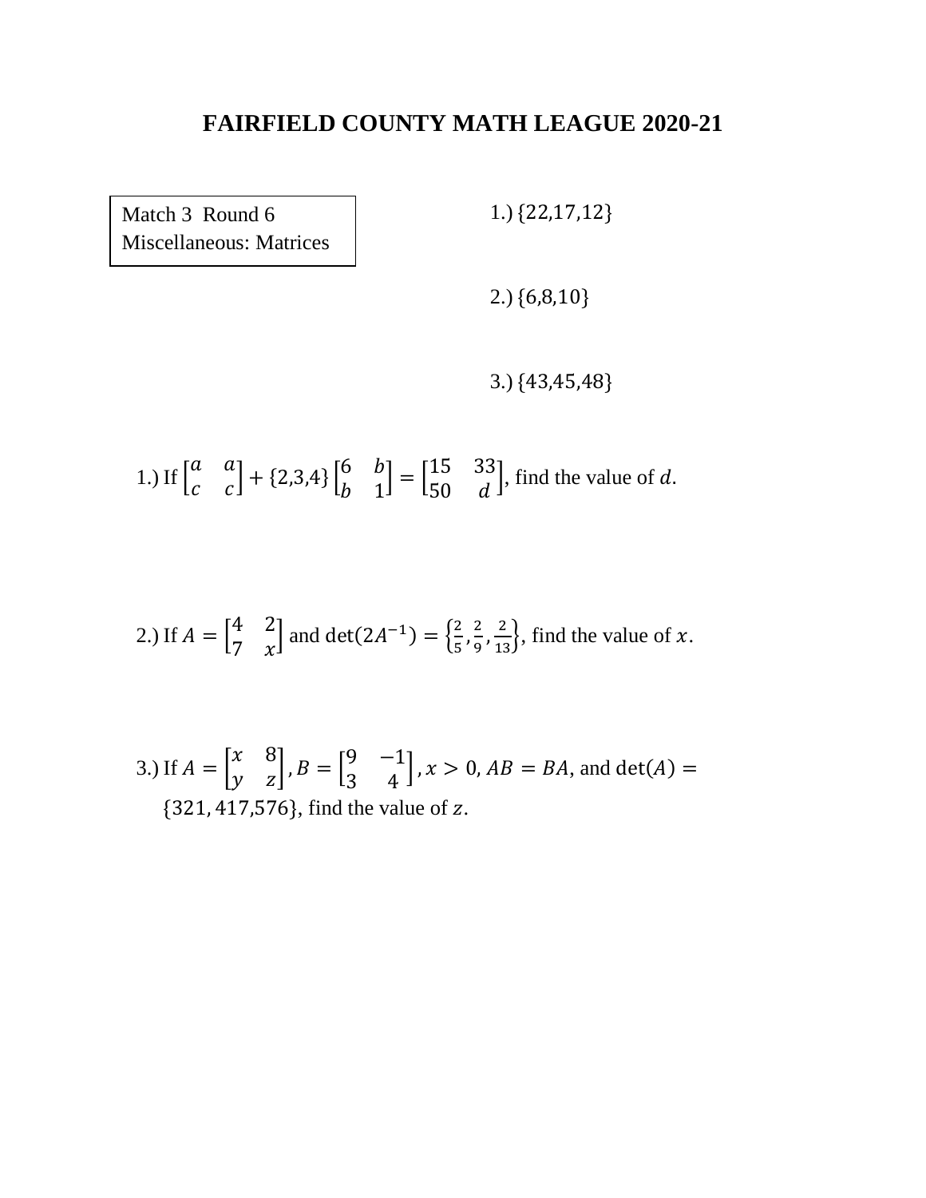# FAIRFIELD COUNTY MATH LEAGUE 2020-21

Match 3 Round 6
Miscellaneous: Matrices

1.) $\{22,17,12\}$

2.) $\{6,8,10\}$

3.) $\{43,45,48\}$

1.) If $\begin{bmatrix} a & a \\ c & c \end{bmatrix} + \{2,3,4\} \begin{bmatrix} 6 & b \\ b & 1 \end{bmatrix} = \begin{bmatrix} 15 & 33 \\ 50 & d \end{bmatrix}$, find the value of $d$.

2.) If $A = \begin{bmatrix} 4 & 2 \\ 7 & x \end{bmatrix}$ and $\det(2A^{-1}) = \left\{\frac{2}{5}, \frac{2}{9}, \frac{2}{13}\right\}$, find the value of $x$.

3.) If $A = \begin{bmatrix} x & 8 \\ y & z \end{bmatrix}, B = \begin{bmatrix} 9 & -1 \\ 3 & 4 \end{bmatrix}, x > 0$, $AB = BA$, and $\det(A) = \{321, 417, 576\}$, find the value of $z$.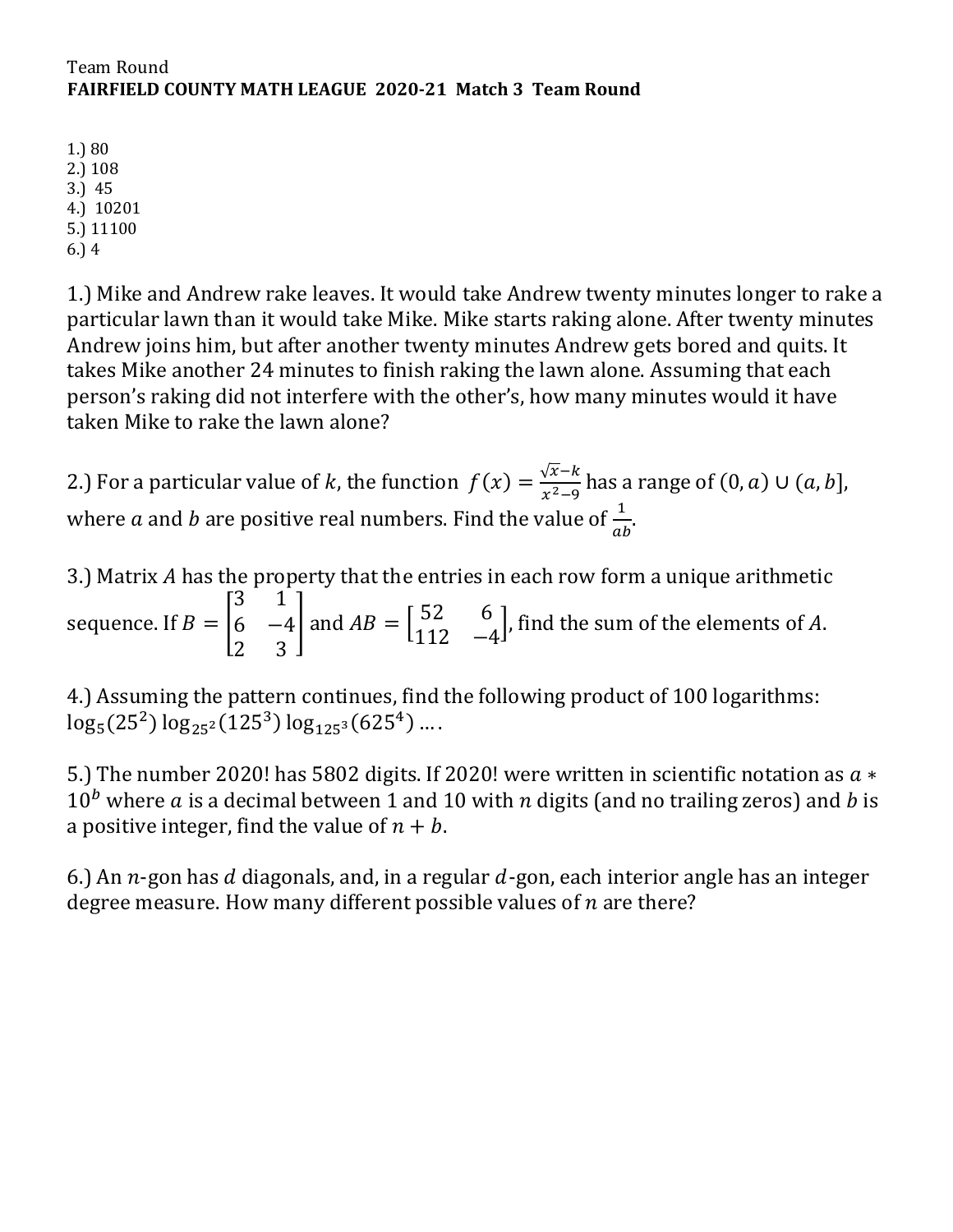Team Round

**FAIRFIELD COUNTY MATH LEAGUE 2020-21 Match 3 Team Round**

1.) 80
2.) 108
3.) 45
4.) 10201
5.) 11100
6.) 4

1.) Mike and Andrew rake leaves. It would take Andrew twenty minutes longer to rake a particular lawn than it would take Mike. Mike starts raking alone. After twenty minutes Andrew joins him, but after another twenty minutes Andrew gets bored and quits. It takes Mike another 24 minutes to finish raking the lawn alone. Assuming that each person's raking did not interfere with the other's, how many minutes would it have taken Mike to rake the lawn alone?

2.) For a particular value of $k$, the function $f(x) = \frac{\sqrt{x}-k}{x^2-9}$ has a range of $(0, a) \cup (a, b]$, where $a$ and $b$ are positive real numbers. Find the value of $\frac{1}{ab}$.

3.) Matrix $A$ has the property that the entries in each row form a unique arithmetic sequence. If $B = \begin{bmatrix} 3 & 1 \\ 6 & -4 \\ 2 & 3 \end{bmatrix}$ and $AB = \begin{bmatrix} 52 & 6 \\ 112 & -4 \end{bmatrix}$, find the sum of the elements of $A$.

4.) Assuming the pattern continues, find the following product of 100 logarithms: $\log_5(25^2)\log_{25^2}(125^3)\log_{125^3}(625^4)\ldots$.

5.) The number 2020! has 5802 digits. If 2020! were written in scientific notation as $a * 10^b$ where $a$ is a decimal between 1 and 10 with $n$ digits (and no trailing zeros) and $b$ is a positive integer, find the value of $n + b$.

6.) An $n$-gon has $d$ diagonals, and, in a regular $d$-gon, each interior angle has an integer degree measure. How many different possible values of $n$ are there?